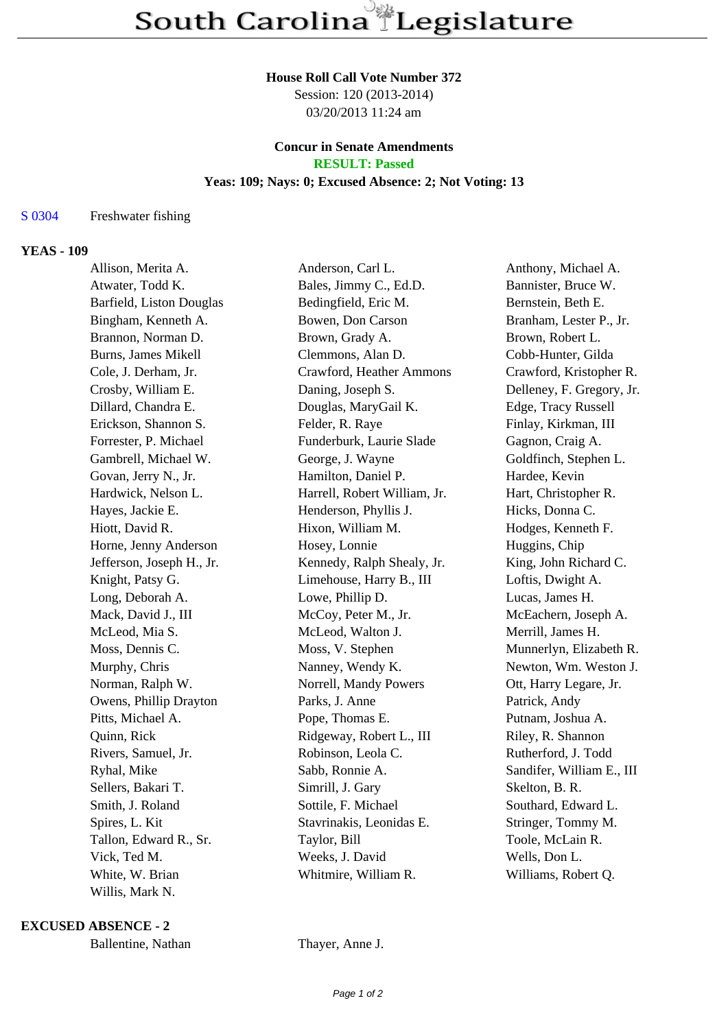# South Carolina Legislature

**House Roll Call Vote Number 372**
Session: 120 (2013-2014)
03/20/2013 11:24 am

**Concur in Senate Amendments**
**RESULT: Passed**
**Yeas: 109; Nays: 0; Excused Absence: 2; Not Voting: 13**

S 0304 Freshwater fishing

**YEAS - 109**

| | | |
|---|---|---|
| Allison, Merita A. | Anderson, Carl L. | Anthony, Michael A. |
| Atwater, Todd K. | Bales, Jimmy C., Ed.D. | Bannister, Bruce W. |
| Barfield, Liston Douglas | Bedingfield, Eric M. | Bernstein, Beth E. |
| Bingham, Kenneth A. | Bowen, Don Carson | Branham, Lester P., Jr. |
| Brannon, Norman D. | Brown, Grady A. | Brown, Robert L. |
| Burns, James Mikell | Clemmons, Alan D. | Cobb-Hunter, Gilda |
| Cole, J. Derham, Jr. | Crawford, Heather Ammons | Crawford, Kristopher R. |
| Crosby, William E. | Daning, Joseph S. | Delleney, F. Gregory, Jr. |
| Dillard, Chandra E. | Douglas, MaryGail K. | Edge, Tracy Russell |
| Erickson, Shannon S. | Felder, R. Raye | Finlay, Kirkman, III |
| Forrester, P. Michael | Funderburk, Laurie Slade | Gagnon, Craig A. |
| Gambrell, Michael W. | George, J. Wayne | Goldfinch, Stephen L. |
| Govan, Jerry N., Jr. | Hamilton, Daniel P. | Hardee, Kevin |
| Hardwick, Nelson L. | Harrell, Robert William, Jr. | Hart, Christopher R. |
| Hayes, Jackie E. | Henderson, Phyllis J. | Hicks, Donna C. |
| Hiott, David R. | Hixon, William M. | Hodges, Kenneth F. |
| Horne, Jenny Anderson | Hosey, Lonnie | Huggins, Chip |
| Jefferson, Joseph H., Jr. | Kennedy, Ralph Shealy, Jr. | King, John Richard C. |
| Knight, Patsy G. | Limehouse, Harry B., III | Loftis, Dwight A. |
| Long, Deborah A. | Lowe, Phillip D. | Lucas, James H. |
| Mack, David J., III | McCoy, Peter M., Jr. | McEachern, Joseph A. |
| McLeod, Mia S. | McLeod, Walton J. | Merrill, James H. |
| Moss, Dennis C. | Moss, V. Stephen | Munnerlyn, Elizabeth R. |
| Murphy, Chris | Nanney, Wendy K. | Newton, Wm. Weston J. |
| Norman, Ralph W. | Norrell, Mandy Powers | Ott, Harry Legare, Jr. |
| Owens, Phillip Drayton | Parks, J. Anne | Patrick, Andy |
| Pitts, Michael A. | Pope, Thomas E. | Putnam, Joshua A. |
| Quinn, Rick | Ridgeway, Robert L., III | Riley, R. Shannon |
| Rivers, Samuel, Jr. | Robinson, Leola C. | Rutherford, J. Todd |
| Ryhal, Mike | Sabb, Ronnie A. | Sandifer, William E., III |
| Sellers, Bakari T. | Simrill, J. Gary | Skelton, B. R. |
| Smith, J. Roland | Sottile, F. Michael | Southard, Edward L. |
| Spires, L. Kit | Stavrinakis, Leonidas E. | Stringer, Tommy M. |
| Tallon, Edward R., Sr. | Taylor, Bill | Toole, McLain R. |
| Vick, Ted M. | Weeks, J. David | Wells, Don L. |
| White, W. Brian | Whitmire, William R. | Williams, Robert Q. |
| Willis, Mark N. | | |

**EXCUSED ABSENCE - 2**

| | |
|---|---|
| Ballentine, Nathan | Thayer, Anne J. |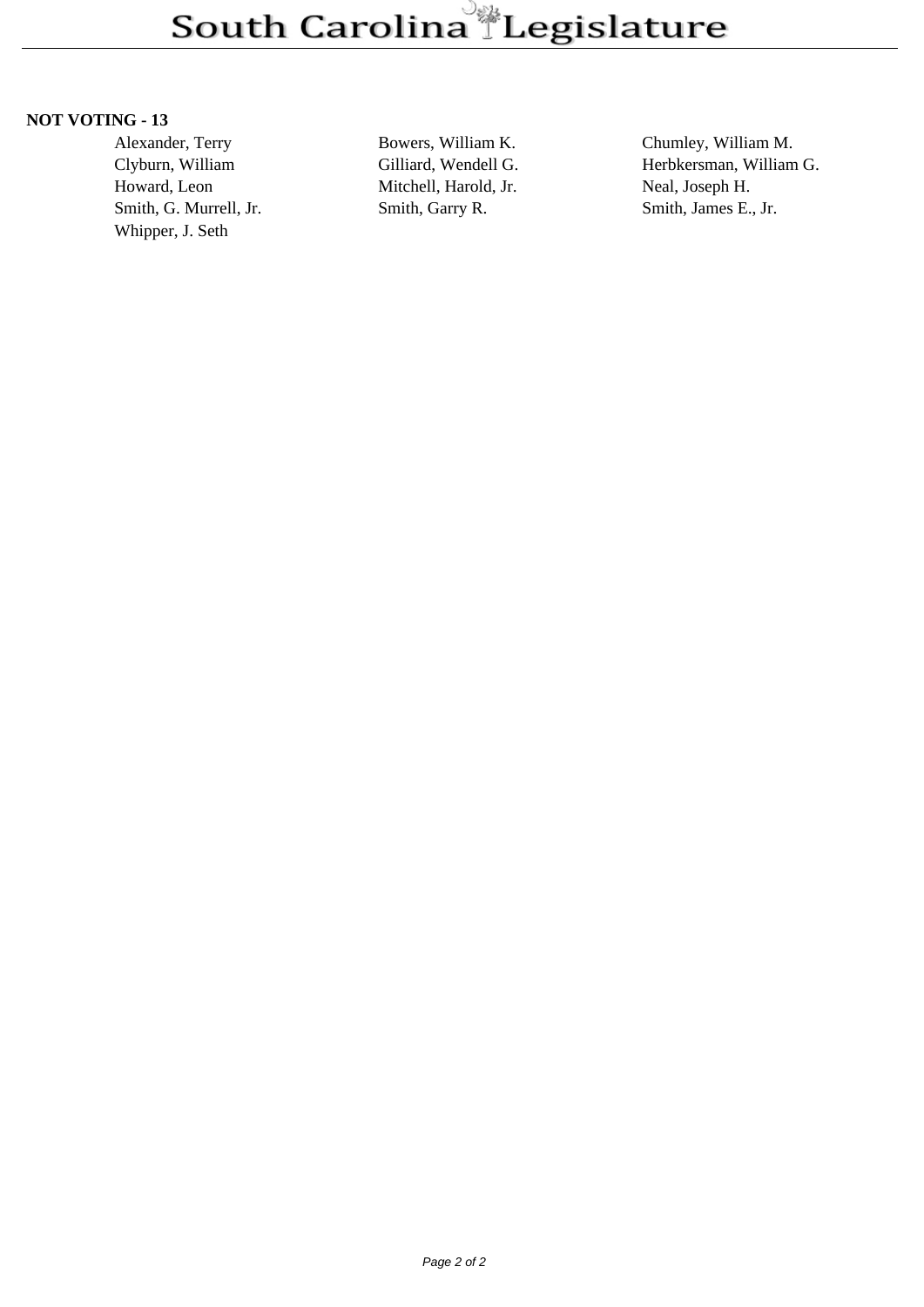**NOT VOTING - 13**

| | | |
|---|---|---|
| Alexander, Terry | Bowers, William K. | Chumley, William M. |
| Clyburn, William | Gilliard, Wendell G. | Herbkersman, William G. |
| Howard, Leon | Mitchell, Harold, Jr. | Neal, Joseph H. |
| Smith, G. Murrell, Jr. | Smith, Garry R. | Smith, James E., Jr. |
| Whipper, J. Seth | | |